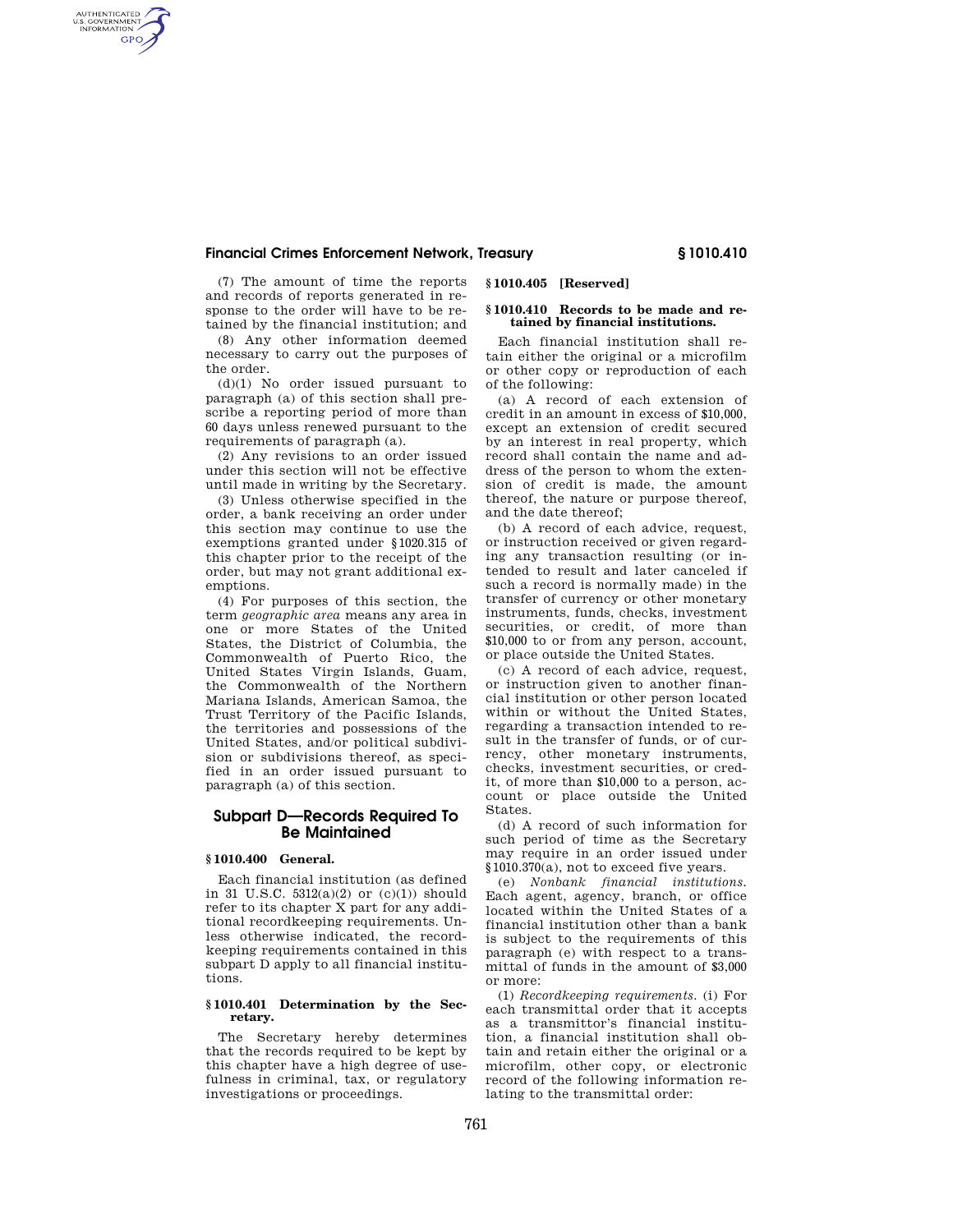(7) The amount of time the reports and records of reports generated in response to the order will have to be retained by the financial institution; and

(8) Any other information deemed necessary to carry out the purposes of the order.

(d)(1) No order issued pursuant to paragraph (a) of this section shall prescribe a reporting period of more than 60 days unless renewed pursuant to the requirements of paragraph (a).

(2) Any revisions to an order issued under this section will not be effective until made in writing by the Secretary.

(3) Unless otherwise specified in the order, a bank receiving an order under this section may continue to use the exemptions granted under §1020.315 of this chapter prior to the receipt of the order, but may not grant additional exemptions.

(4) For purposes of this section, the term *geographic area* means any area in one or more States of the United States, the District of Columbia, the Commonwealth of Puerto Rico, the United States Virgin Islands, Guam, the Commonwealth of the Northern Mariana Islands, American Samoa, the Trust Territory of the Pacific Islands, the territories and possessions of the United States, and/or political subdivision or subdivisions thereof, as specified in an order issued pursuant to paragraph (a) of this section.

## Subpart D—Records Required To Be Maintained

### § 1010.400 General.

Each financial institution (as defined in 31 U.S.C. 5312(a)(2) or (c)(1)) should refer to its chapter X part for any additional recordkeeping requirements. Unless otherwise indicated, the recordkeeping requirements contained in this subpart D apply to all financial institutions.

### § 1010.401 Determination by the Secretary.

The Secretary hereby determines that the records required to be kept by this chapter have a high degree of usefulness in criminal, tax, or regulatory investigations or proceedings.

### § 1010.405 [Reserved]

### § 1010.410 Records to be made and retained by financial institutions.

Each financial institution shall retain either the original or a microfilm or other copy or reproduction of each of the following:

(a) A record of each extension of credit in an amount in excess of $10,000, except an extension of credit secured by an interest in real property, which record shall contain the name and address of the person to whom the extension of credit is made, the amount thereof, the nature or purpose thereof, and the date thereof;

(b) A record of each advice, request, or instruction received or given regarding any transaction resulting (or intended to result and later canceled if such a record is normally made) in the transfer of currency or other monetary instruments, funds, checks, investment securities, or credit, of more than $10,000 to or from any person, account, or place outside the United States.

(c) A record of each advice, request, or instruction given to another financial institution or other person located within or without the United States, regarding a transaction intended to result in the transfer of funds, or of currency, other monetary instruments, checks, investment securities, or credit, of more than $10,000 to a person, account or place outside the United States.

(d) A record of such information for such period of time as the Secretary may require in an order issued under §1010.370(a), not to exceed five years.

(e) *Nonbank financial institutions.* Each agent, agency, branch, or office located within the United States of a financial institution other than a bank is subject to the requirements of this paragraph (e) with respect to a transmittal of funds in the amount of $3,000 or more:

(1) *Recordkeeping requirements.* (i) For each transmittal order that it accepts as a transmittor's financial institution, a financial institution shall obtain and retain either the original or a microfilm, other copy, or electronic record of the following information relating to the transmittal order: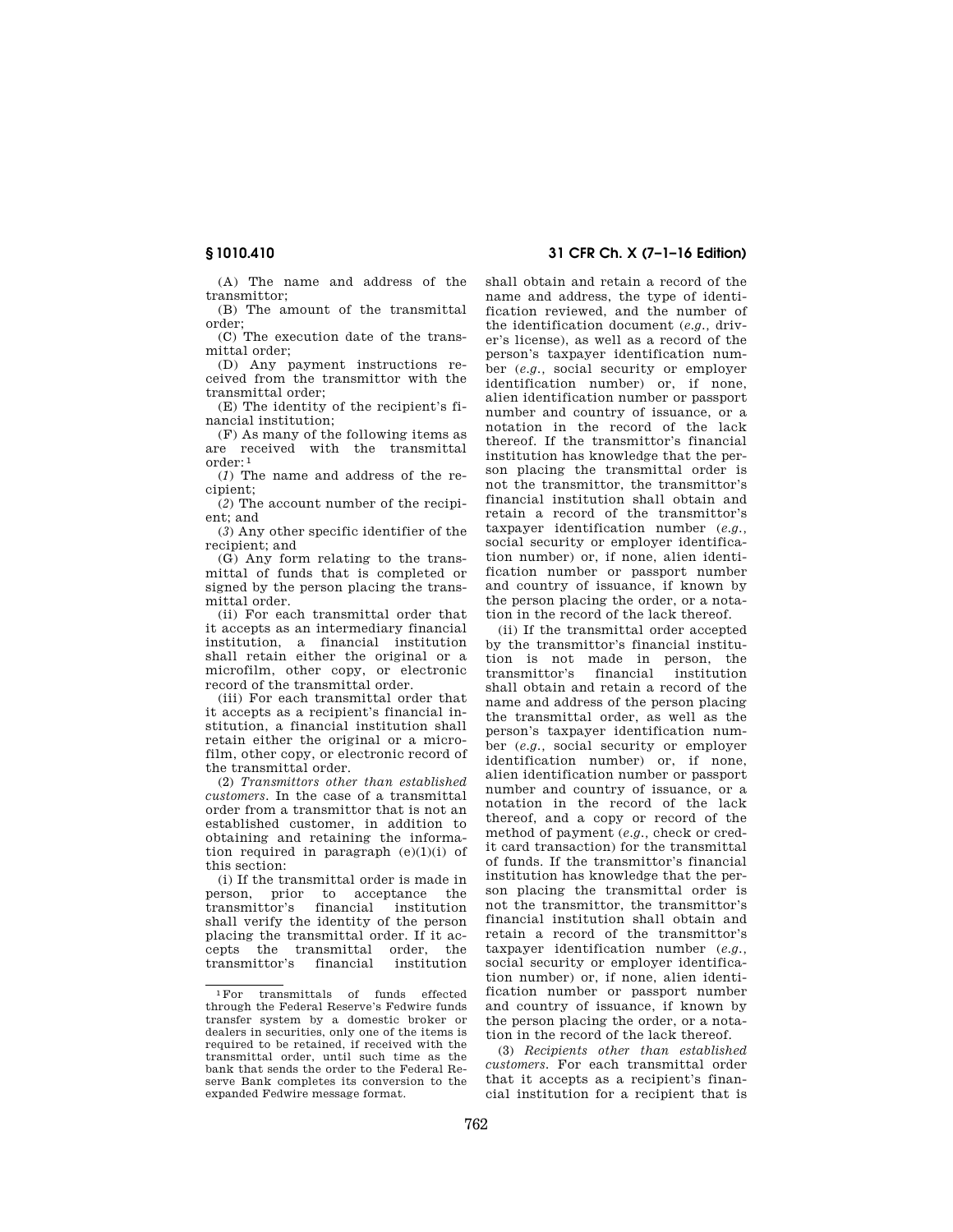(A) The name and address of the transmittor;

(B) The amount of the transmittal order;

(C) The execution date of the transmittal order;

(D) Any payment instructions received from the transmittor with the transmittal order;

(E) The identity of the recipient's financial institution;

(F) As many of the following items as are received with the transmittal order:[1]

(*1*) The name and address of the recipient;

(*2*) The account number of the recipient; and

(*3*) Any other specific identifier of the recipient; and

(G) Any form relating to the transmittal of funds that is completed or signed by the person placing the transmittal order.

(ii) For each transmittal order that it accepts as an intermediary financial institution, a financial institution shall retain either the original or a microfilm, other copy, or electronic record of the transmittal order.

(iii) For each transmittal order that it accepts as a recipient's financial institution, a financial institution shall retain either the original or a microfilm, other copy, or electronic record of the transmittal order.

(2) *Transmittors other than established customers.* In the case of a transmittal order from a transmittor that is not an established customer, in addition to obtaining and retaining the information required in paragraph (e)(1)(i) of this section:

(i) If the transmittal order is made in person, prior to acceptance the transmittor's financial institution shall verify the identity of the person placing the transmittal order. If it accepts the transmittal order, the transmittor's financial institution shall obtain and retain a record of the name and address, the type of identification reviewed, and the number of the identification document (*e.g.*, driver's license), as well as a record of the person's taxpayer identification number (*e.g.*, social security or employer identification number) or, if none, alien identification number or passport number and country of issuance, or a notation in the record of the lack thereof. If the transmittor's financial institution has knowledge that the person placing the transmittal order is not the transmittor, the transmittor's financial institution shall obtain and retain a record of the transmittor's taxpayer identification number (*e.g.*, social security or employer identification number) or, if none, alien identification number or passport number and country of issuance, if known by the person placing the order, or a notation in the record of the lack thereof.

(ii) If the transmittal order accepted by the transmittor's financial institution is not made in person, the transmittor's financial institution shall obtain and retain a record of the name and address of the person placing the transmittal order, as well as the person's taxpayer identification number (*e.g.*, social security or employer identification number) or, if none, alien identification number or passport number and country of issuance, or a notation in the record of the lack thereof, and a copy or record of the method of payment (*e.g.*, check or credit card transaction) for the transmittal of funds. If the transmittor's financial institution has knowledge that the person placing the transmittal order is not the transmittor, the transmittor's financial institution shall obtain and retain a record of the transmittor's taxpayer identification number (*e.g.*, social security or employer identification number) or, if none, alien identification number or passport number and country of issuance, if known by the person placing the order, or a notation in the record of the lack thereof.

(3) *Recipients other than established customers.* For each transmittal order that it accepts as a recipient's financial institution for a recipient that is

[1] For transmittals of funds effected through the Federal Reserve's Fedwire funds transfer system by a domestic broker or dealers in securities, only one of the items is required to be retained, if received with the transmittal order, until such time as the bank that sends the order to the Federal Reserve Bank completes its conversion to the expanded Fedwire message format.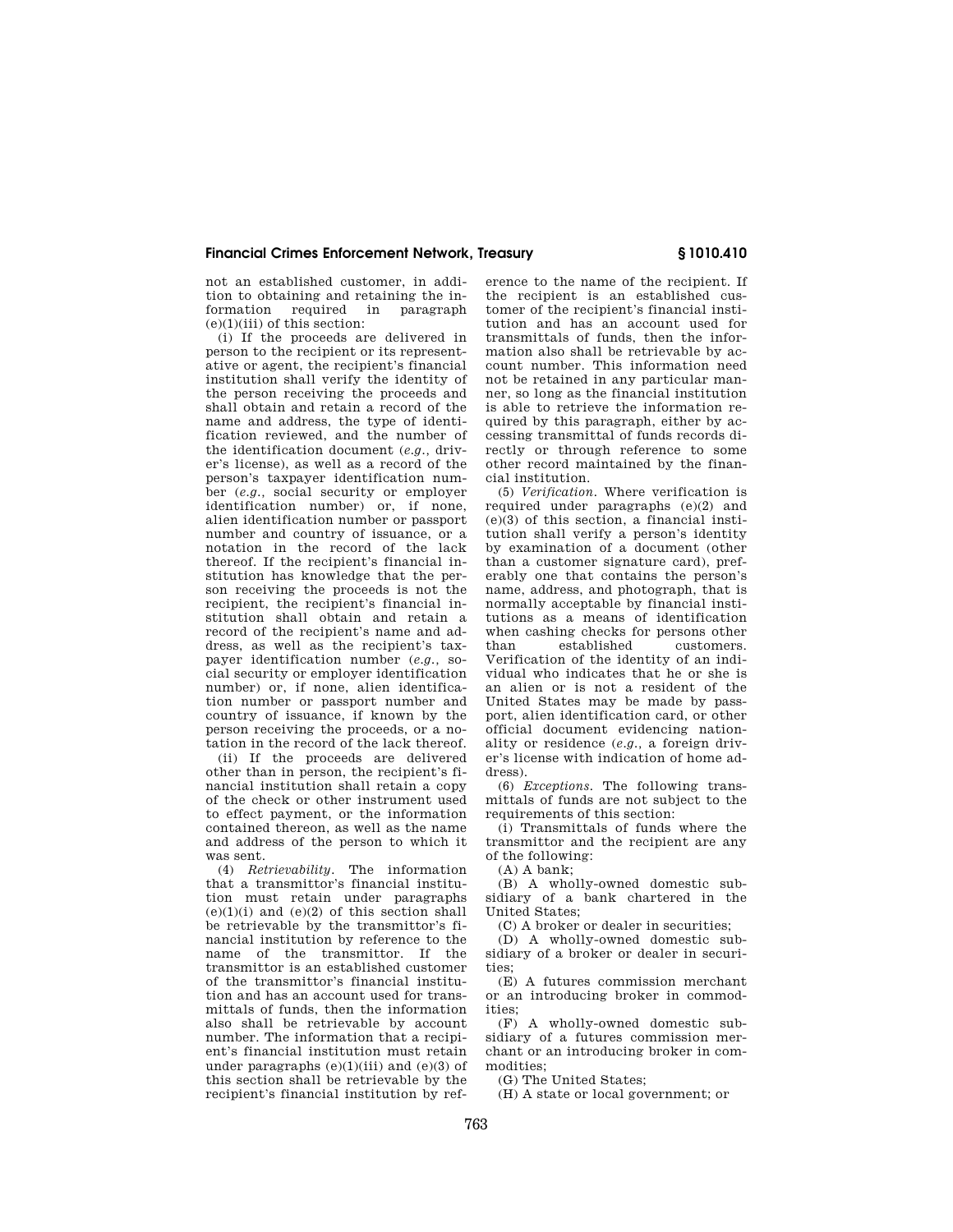not an established customer, in addition to obtaining and retaining the information required in paragraph (e)(1)(iii) of this section:

(i) If the proceeds are delivered in person to the recipient or its representative or agent, the recipient's financial institution shall verify the identity of the person receiving the proceeds and shall obtain and retain a record of the name and address, the type of identification reviewed, and the number of the identification document (*e.g.*, driver's license), as well as a record of the person's taxpayer identification number (*e.g.*, social security or employer identification number) or, if none, alien identification number or passport number and country of issuance, or a notation in the record of the lack thereof. If the recipient's financial institution has knowledge that the person receiving the proceeds is not the recipient, the recipient's financial institution shall obtain and retain a record of the recipient's name and address, as well as the recipient's taxpayer identification number (*e.g.*, social security or employer identification number) or, if none, alien identification number or passport number and country of issuance, if known by the person receiving the proceeds, or a notation in the record of the lack thereof.

(ii) If the proceeds are delivered other than in person, the recipient's financial institution shall retain a copy of the check or other instrument used to effect payment, or the information contained thereon, as well as the name and address of the person to which it was sent.

(4) *Retrievability.* The information that a transmittor's financial institution must retain under paragraphs (e)(1)(i) and (e)(2) of this section shall be retrievable by the transmittor's financial institution by reference to the name of the transmittor. If the transmittor is an established customer of the transmittor's financial institution and has an account used for transmittals of funds, then the information also shall be retrievable by account number. The information that a recipient's financial institution must retain under paragraphs (e)(1)(iii) and (e)(3) of this section shall be retrievable by the recipient's financial institution by reference to the name of the recipient. If the recipient is an established customer of the recipient's financial institution and has an account used for transmittals of funds, then the information also shall be retrievable by account number. This information need not be retained in any particular manner, so long as the financial institution is able to retrieve the information required by this paragraph, either by accessing transmittal of funds records directly or through reference to some other record maintained by the financial institution.

(5) *Verification.* Where verification is required under paragraphs (e)(2) and (e)(3) of this section, a financial institution shall verify a person's identity by examination of a document (other than a customer signature card), preferably one that contains the person's name, address, and photograph, that is normally acceptable by financial institutions as a means of identification when cashing checks for persons other than established customers. Verification of the identity of an individual who indicates that he or she is an alien or is not a resident of the United States may be made by passport, alien identification card, or other official document evidencing nationality or residence (*e.g.*, a foreign driver's license with indication of home address).

(6) *Exceptions.* The following transmittals of funds are not subject to the requirements of this section:

(i) Transmittals of funds where the transmittor and the recipient are any of the following:

(A) A bank;

(B) A wholly-owned domestic subsidiary of a bank chartered in the United States;

(C) A broker or dealer in securities;

(D) A wholly-owned domestic subsidiary of a broker or dealer in securities;

(E) A futures commission merchant or an introducing broker in commodities;

(F) A wholly-owned domestic subsidiary of a futures commission merchant or an introducing broker in commodities;

(G) The United States;

(H) A state or local government; or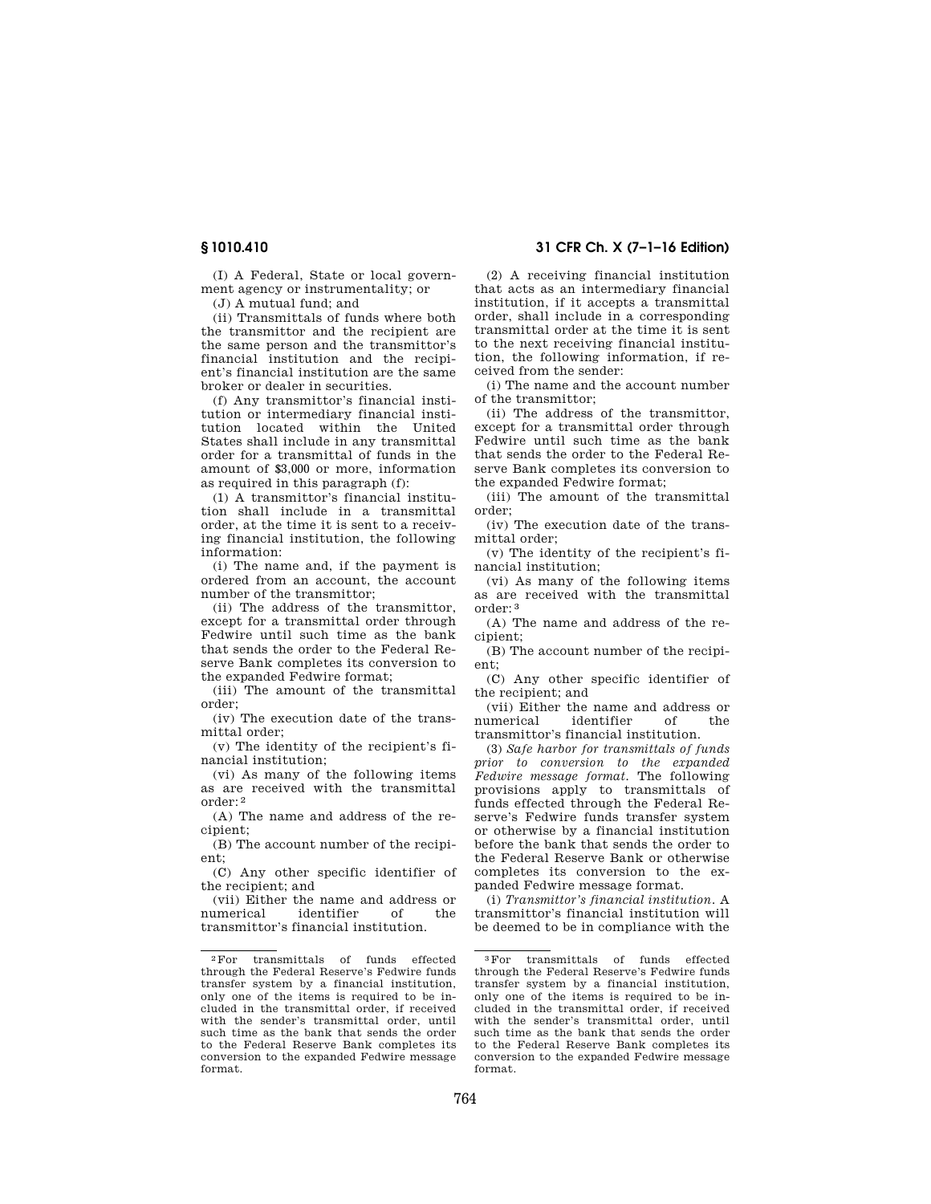(I) A Federal, State or local government agency or instrumentality; or

(J) A mutual fund; and

(ii) Transmittals of funds where both the transmittor and the recipient are the same person and the transmittor's financial institution and the recipient's financial institution are the same broker or dealer in securities.

(f) Any transmittor's financial institution or intermediary financial institution located within the United States shall include in any transmittal order for a transmittal of funds in the amount of $3,000 or more, information as required in this paragraph (f):

(1) A transmittor's financial institution shall include in a transmittal order, at the time it is sent to a receiving financial institution, the following information:

(i) The name and, if the payment is ordered from an account, the account number of the transmittor;

(ii) The address of the transmittor, except for a transmittal order through Fedwire until such time as the bank that sends the order to the Federal Reserve Bank completes its conversion to the expanded Fedwire format;

(iii) The amount of the transmittal order;

(iv) The execution date of the transmittal order;

(v) The identity of the recipient's financial institution;

(vi) As many of the following items as are received with the transmittal order:[2]

(A) The name and address of the recipient;

(B) The account number of the recipient;

(C) Any other specific identifier of the recipient; and

(vii) Either the name and address or numerical identifier of the transmittor's financial institution.

(2) A receiving financial institution that acts as an intermediary financial institution, if it accepts a transmittal order, shall include in a corresponding transmittal order at the time it is sent to the next receiving financial institution, the following information, if received from the sender:

(i) The name and the account number of the transmittor;

(ii) The address of the transmittor, except for a transmittal order through Fedwire until such time as the bank that sends the order to the Federal Reserve Bank completes its conversion to the expanded Fedwire format;

(iii) The amount of the transmittal order;

(iv) The execution date of the transmittal order;

(v) The identity of the recipient's financial institution;

(vi) As many of the following items as are received with the transmittal order:[3]

(A) The name and address of the recipient;

(B) The account number of the recipient;

(C) Any other specific identifier of the recipient; and

(vii) Either the name and address or numerical identifier of the transmittor's financial institution.

(3) *Safe harbor for transmittals of funds prior to conversion to the expanded Fedwire message format.* The following provisions apply to transmittals of funds effected through the Federal Reserve's Fedwire funds transfer system or otherwise by a financial institution before the bank that sends the order to the Federal Reserve Bank or otherwise completes its conversion to the expanded Fedwire message format.

(i) *Transmittor's financial institution.* A transmittor's financial institution will be deemed to be in compliance with the

---

[2] For transmittals of funds effected through the Federal Reserve's Fedwire funds transfer system by a financial institution, only one of the items is required to be included in the transmittal order, if received with the sender's transmittal order, until such time as the bank that sends the order to the Federal Reserve Bank completes its conversion to the expanded Fedwire message format.

[3] For transmittals of funds effected through the Federal Reserve's Fedwire funds transfer system by a financial institution, only one of the items is required to be included in the transmittal order, if received with the sender's transmittal order, until such time as the bank that sends the order to the Federal Reserve Bank completes its conversion to the expanded Fedwire message format.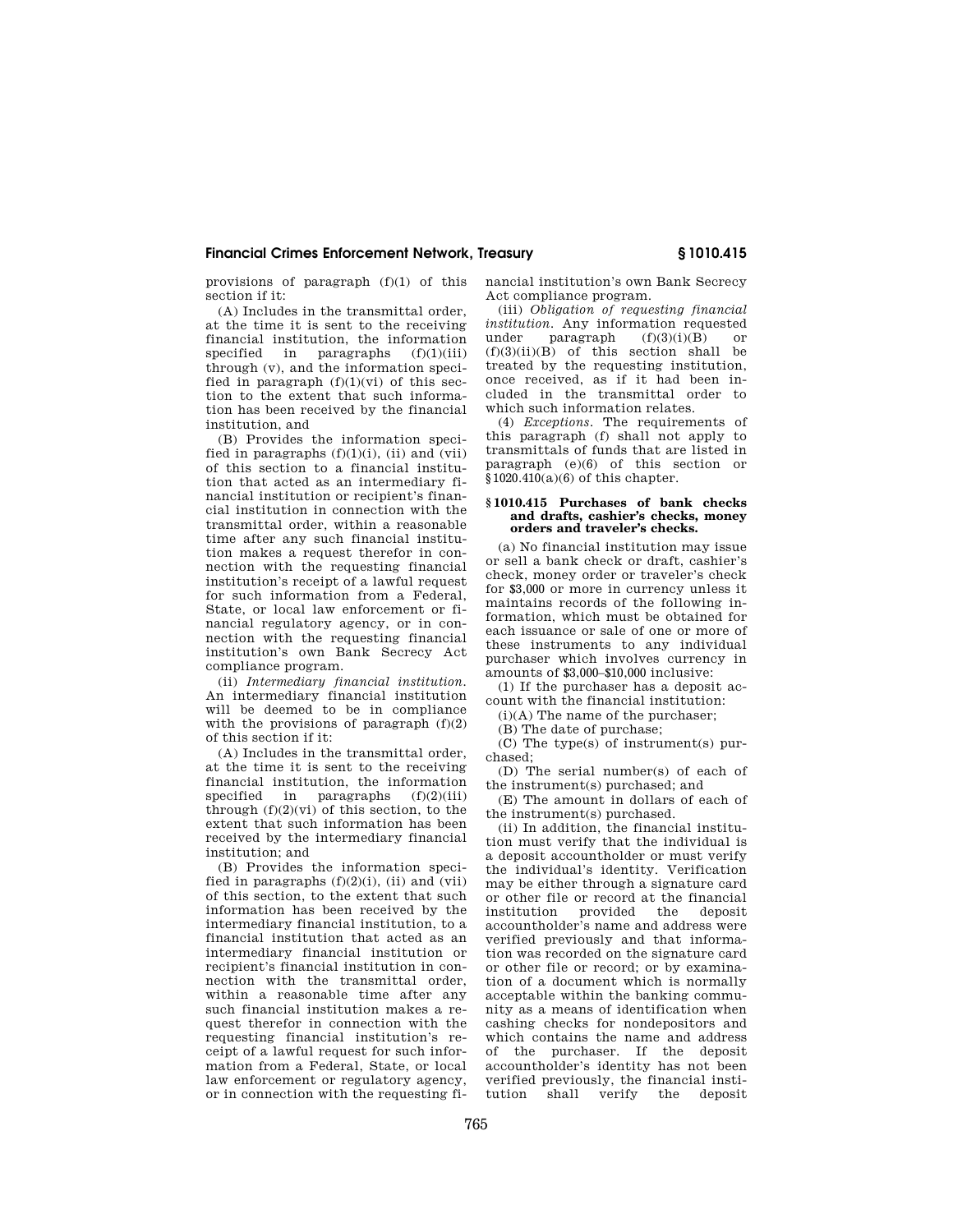provisions of paragraph (f)(1) of this section if it:

(A) Includes in the transmittal order, at the time it is sent to the receiving financial institution, the information specified in paragraphs (f)(1)(iii) through (v), and the information specified in paragraph (f)(1)(vi) of this section to the extent that such information has been received by the financial institution, and

(B) Provides the information specified in paragraphs (f)(1)(i), (ii) and (vii) of this section to a financial institution that acted as an intermediary financial institution or recipient's financial institution in connection with the transmittal order, within a reasonable time after any such financial institution makes a request therefor in connection with the requesting financial institution's receipt of a lawful request for such information from a Federal, State, or local law enforcement or financial regulatory agency, or in connection with the requesting financial institution's own Bank Secrecy Act compliance program.

(ii) *Intermediary financial institution.* An intermediary financial institution will be deemed to be in compliance with the provisions of paragraph (f)(2) of this section if it:

(A) Includes in the transmittal order, at the time it is sent to the receiving financial institution, the information specified in paragraphs (f)(2)(iii) through (f)(2)(vi) of this section, to the extent that such information has been received by the intermediary financial institution; and

(B) Provides the information specified in paragraphs (f)(2)(i), (ii) and (vii) of this section, to the extent that such information has been received by the intermediary financial institution, to a financial institution that acted as an intermediary financial institution or recipient's financial institution in connection with the transmittal order, within a reasonable time after any such financial institution makes a request therefor in connection with the requesting financial institution's receipt of a lawful request for such information from a Federal, State, or local law enforcement or regulatory agency, or in connection with the requesting financial institution's own Bank Secrecy Act compliance program.

(iii) *Obligation of requesting financial institution.* Any information requested under paragraph (f)(3)(i)(B) or (f)(3)(ii)(B) of this section shall be treated by the requesting institution, once received, as if it had been included in the transmittal order to which such information relates.

(4) *Exceptions.* The requirements of this paragraph (f) shall not apply to transmittals of funds that are listed in paragraph (e)(6) of this section or §1020.410(a)(6) of this chapter.

### §1010.415 Purchases of bank checks and drafts, cashier's checks, money orders and traveler's checks.

(a) No financial institution may issue or sell a bank check or draft, cashier's check, money order or traveler's check for $3,000 or more in currency unless it maintains records of the following information, which must be obtained for each issuance or sale of one or more of these instruments to any individual purchaser which involves currency in amounts of $3,000–$10,000 inclusive:

(1) If the purchaser has a deposit account with the financial institution:

(i)(A) The name of the purchaser;

(B) The date of purchase;

(C) The type(s) of instrument(s) purchased;

(D) The serial number(s) of each of the instrument(s) purchased; and

(E) The amount in dollars of each of the instrument(s) purchased.

(ii) In addition, the financial institution must verify that the individual is a deposit accountholder or must verify the individual's identity. Verification may be either through a signature card or other file or record at the financial institution provided the deposit accountholder's name and address were verified previously and that information was recorded on the signature card or other file or record; or by examination of a document which is normally acceptable within the banking community as a means of identification when cashing checks for nondepositors and which contains the name and address of the purchaser. If the deposit accountholder's identity has not been verified previously, the financial institution shall verify the deposit